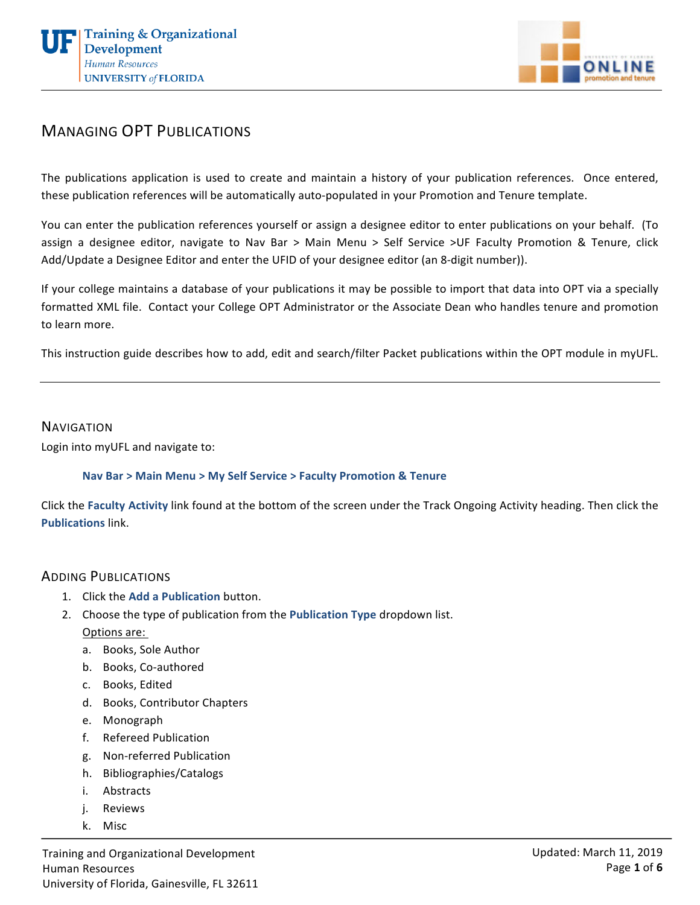# Managing OPT Publications

The publications application is used to create and maintain a history of your publication references. Once entered, these publication references will be automatically auto-populated in your Promotion and Tenure template.

You can enter the publication references yourself or assign a designee editor to enter publications on your behalf. (To assign a designee editor, navigate to Nav Bar > Main Menu > Self Service >UF Faculty Promotion & Tenure, click Add/Update a Designee Editor and enter the UFID of your designee editor (an 8-digit number)).

If your college maintains a database of your publications it may be possible to import that data into OPT via a specially formatted XML file. Contact your College OPT Administrator or the Associate Dean who handles tenure and promotion to learn more.

This instruction guide describes how to add, edit and search/filter Packet publications within the OPT module in myUFL.

---

## Navigation

Login into myUFL and navigate to:

> **Nav Bar > Main Menu > My Self Service > Faculty Promotion & Tenure**

Click the **Faculty Activity** link found at the bottom of the screen under the Track Ongoing Activity heading. Then click the **Publications** link.

## Adding Publications

1. Click the **Add a Publication** button.
2. Choose the type of publication from the **Publication Type** dropdown list.
   Options are:
   a. Books, Sole Author
   b. Books, Co-authored
   c. Books, Edited
   d. Books, Contributor Chapters
   e. Monograph
   f. Refereed Publication
   g. Non-referred Publication
   h. Bibliographies/Catalogs
   i. Abstracts
   j. Reviews
   k. Misc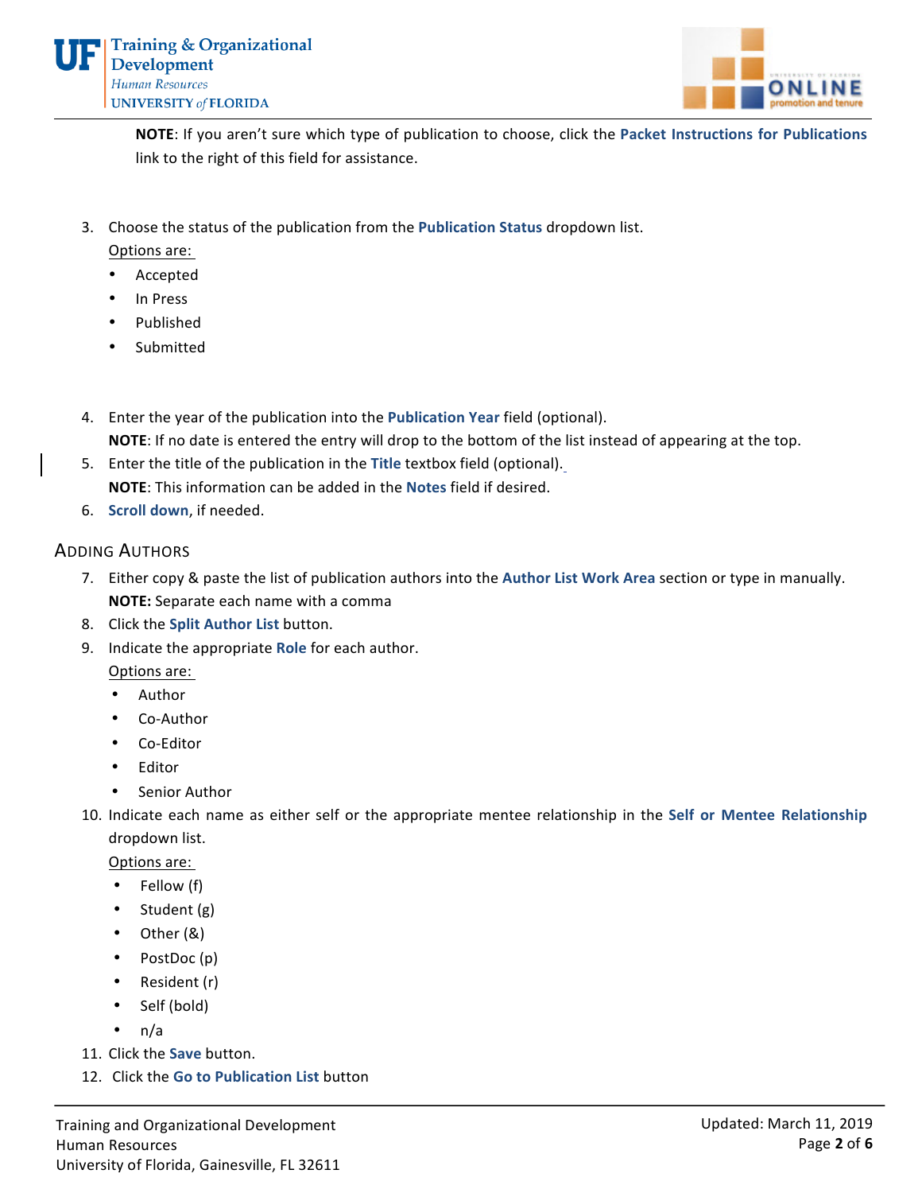**NOTE**: If you aren't sure which type of publication to choose, click the **Packet Instructions for Publications** link to the right of this field for assistance.

3. Choose the status of the publication from the **Publication Status** dropdown list.
   Options are:
   - Accepted
   - In Press
   - Published
   - Submitted

4. Enter the year of the publication into the **Publication Year** field (optional).
   **NOTE**: If no date is entered the entry will drop to the bottom of the list instead of appearing at the top.
5. Enter the title of the publication in the **Title** textbox field (optional).
   **NOTE**: This information can be added in the **Notes** field if desired.
6. **Scroll down**, if needed.

## Adding Authors

7. Either copy & paste the list of publication authors into the **Author List Work Area** section or type in manually.
   **NOTE:** Separate each name with a comma
8. Click the **Split Author List** button.
9. Indicate the appropriate **Role** for each author.
   Options are:
   - Author
   - Co-Author
   - Co-Editor
   - Editor
   - Senior Author
10. Indicate each name as either self or the appropriate mentee relationship in the **Self or Mentee Relationship** dropdown list.
    Options are:
    - Fellow (f)
    - Student (g)
    - Other (&)
    - PostDoc (p)
    - Resident (r)
    - Self (bold)
    - n/a
11. Click the **Save** button.
12. Click the **Go to Publication List** button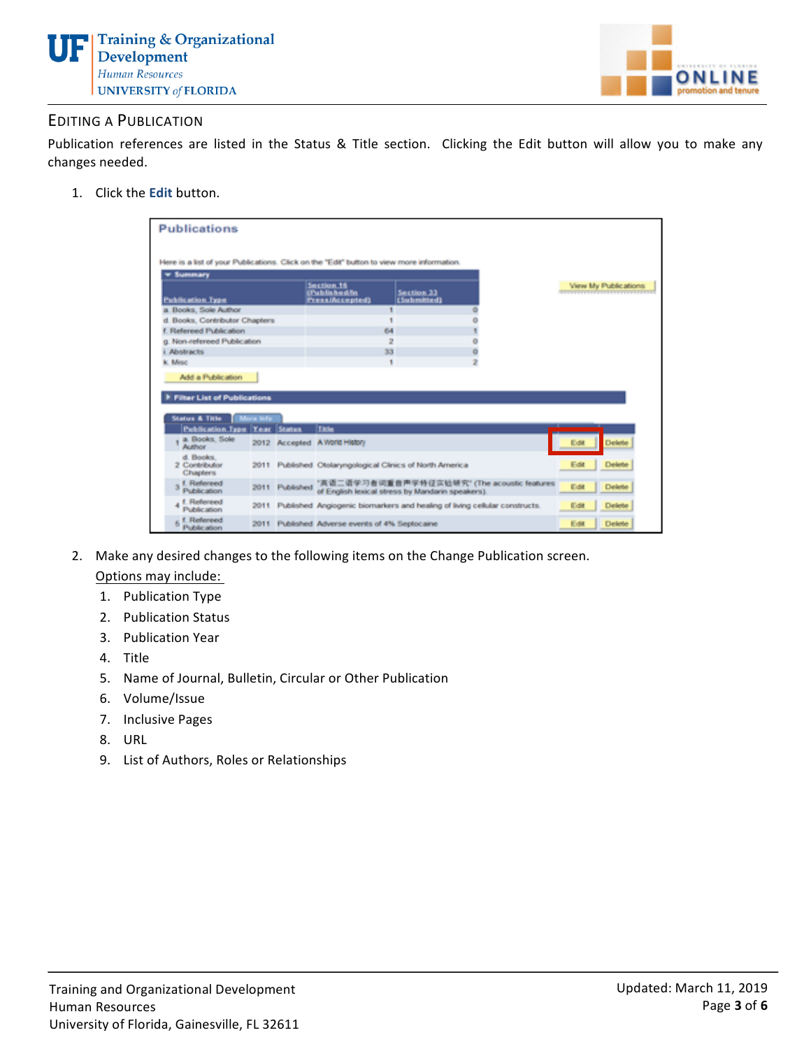## Editing a Publication

Publication references are listed in the Status & Title section. Clicking the Edit button will allow you to make any changes needed.

1. Click the **Edit** button.

2. Make any desired changes to the following items on the Change Publication screen.

   Options may include:

   1. Publication Type
   2. Publication Status
   3. Publication Year
   4. Title
   5. Name of Journal, Bulletin, Circular or Other Publication
   6. Volume/Issue
   7. Inclusive Pages
   8. URL
   9. List of Authors, Roles or Relationships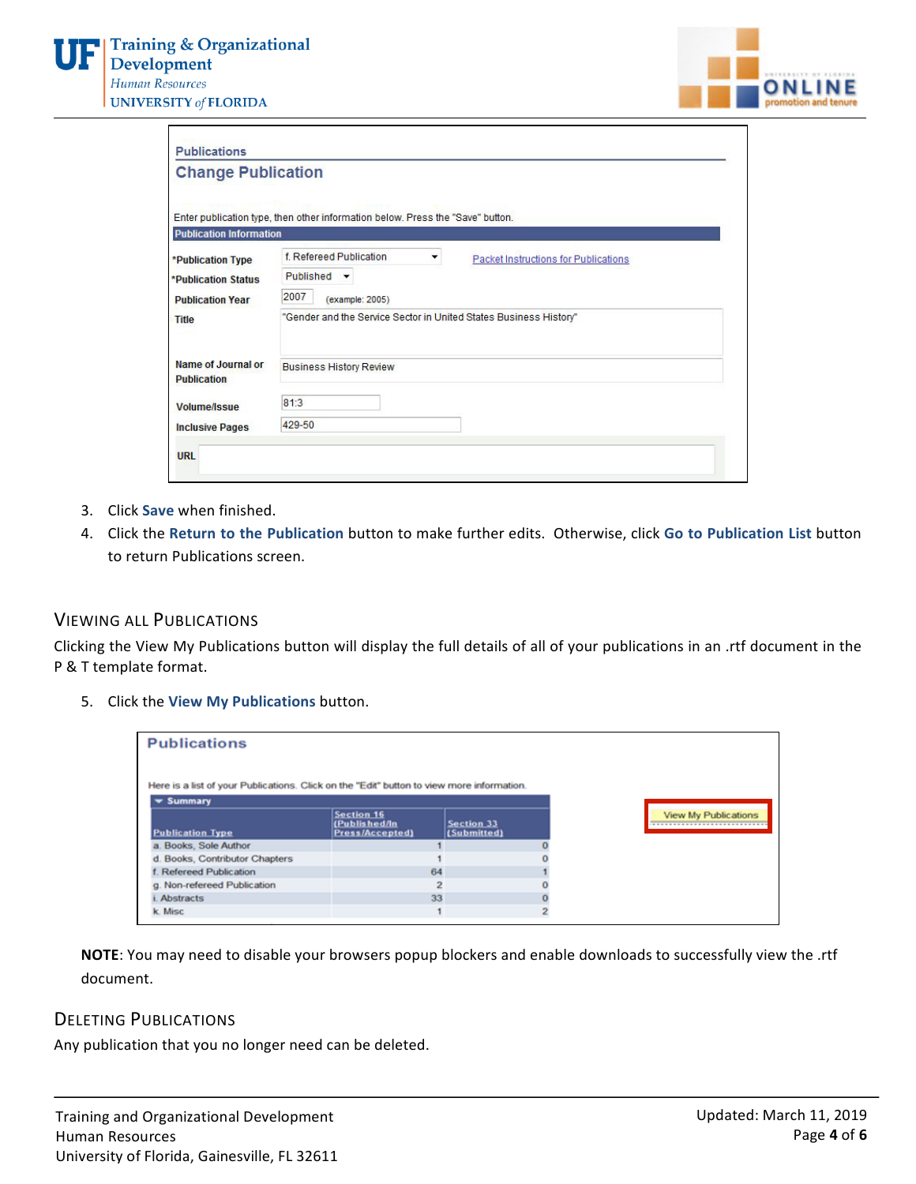Publications

**Change Publication**

Enter publication type, then other information below. Press the "Save" button.

**Publication Information**

| | | |
|---|---|---|
| *Publication Type | f. Refereed Publication | Packet Instructions for Publications |
| *Publication Status | Published | |
| Publication Year | 2007 (example: 2005) | |
| Title | "Gender and the Service Sector in United States Business History" | |
| Name of Journal or Publication | Business History Review | |
| Volume/Issue | 81:3 | |
| Inclusive Pages | 429-50 | |
| URL | | |

3. Click **Save** when finished.
4. Click the **Return to the Publication** button to make further edits. Otherwise, click **Go to Publication List** button to return Publications screen.

## VIEWING ALL PUBLICATIONS

Clicking the View My Publications button will display the full details of all of your publications in an .rtf document in the P & T template format.

5. Click the **View My Publications** button.

**Publications**

Here is a list of your Publications. Click on the "Edit" button to view more information.

Summary

| Publication Type | Section 16 (Published/In Press/Accepted) | Section 33 (Submitted) |
|---|---|---|
| a. Books, Sole Author | 1 | 0 |
| d. Books, Contributor Chapters | 1 | 0 |
| f. Refereed Publication | 64 | 1 |
| g. Non-refereed Publication | 2 | 0 |
| i. Abstracts | 33 | 0 |
| k. Misc | 1 | 2 |

View My Publications

**NOTE**: You may need to disable your browsers popup blockers and enable downloads to successfully view the .rtf document.

## DELETING PUBLICATIONS

Any publication that you no longer need can be deleted.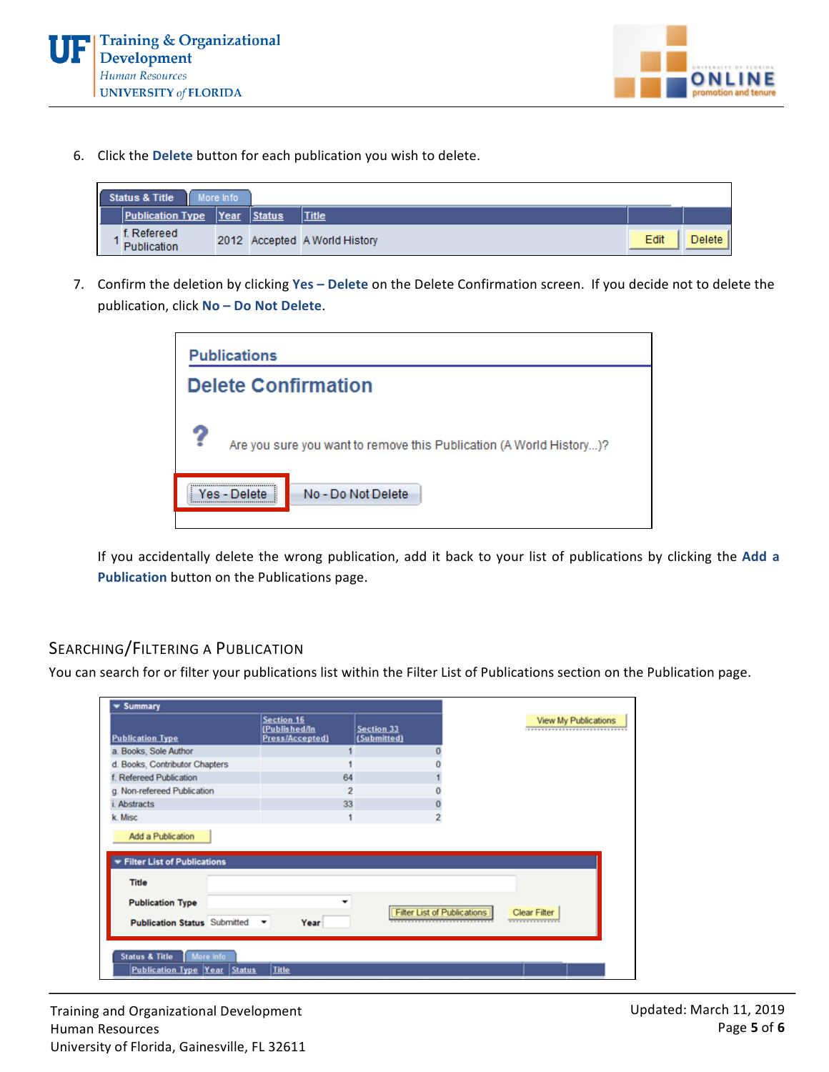6. Click the **Delete** button for each publication you wish to delete.

| | Publication Type | Year | Status | Title | | |
|---|---|---|---|---|---|---|
| 1 | f. Refereed Publication | 2012 | Accepted | A World History | Edit | Delete |

7. Confirm the deletion by clicking **Yes – Delete** on the Delete Confirmation screen. If you decide not to delete the publication, click **No – Do Not Delete**.

**Publications**

**Delete Confirmation**

Are you sure you want to remove this Publication (A World History...)?

Yes - Delete | No - Do Not Delete

If you accidentally delete the wrong publication, add it back to your list of publications by clicking the **Add a Publication** button on the Publications page.

## Searching/Filtering a Publication

You can search for or filter your publications list within the Filter List of Publications section on the Publication page.

**Summary**

| Publication Type | Section 16 (Published/In Press/Accepted) | Section 33 (Submitted) |
|---|---|---|
| a. Books, Sole Author | 1 | 0 |
| d. Books, Contributor Chapters | 1 | 0 |
| f. Refereed Publication | 64 | 1 |
| g. Non-refereed Publication | 2 | 0 |
| i. Abstracts | 33 | 0 |
| k. Misc | 1 | 2 |

View My Publications

Add a Publication

**Filter List of Publications**

Title

Publication Type

Publication Status: Submitted — Year

Filter List of Publications | Clear Filter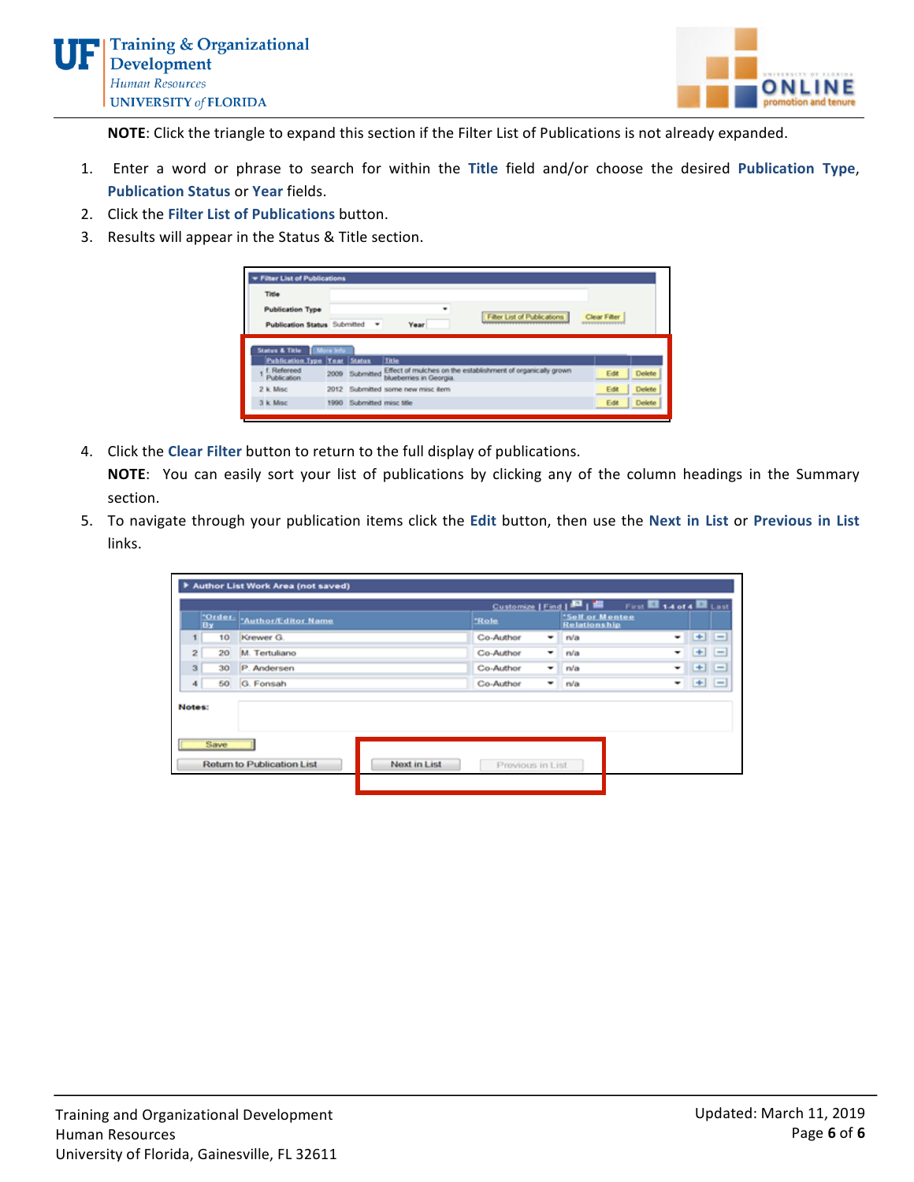**NOTE**: Click the triangle to expand this section if the Filter List of Publications is not already expanded.

1. Enter a word or phrase to search for within the **Title** field and/or choose the desired **Publication Type**, **Publication Status** or **Year** fields.
2. Click the **Filter List of Publications** button.
3. Results will appear in the Status & Title section.

4. Click the **Clear Filter** button to return to the full display of publications.

   **NOTE**: You can easily sort your list of publications by clicking any of the column headings in the Summary section.

5. To navigate through your publication items click the **Edit** button, then use the **Next in List** or **Previous in List** links.